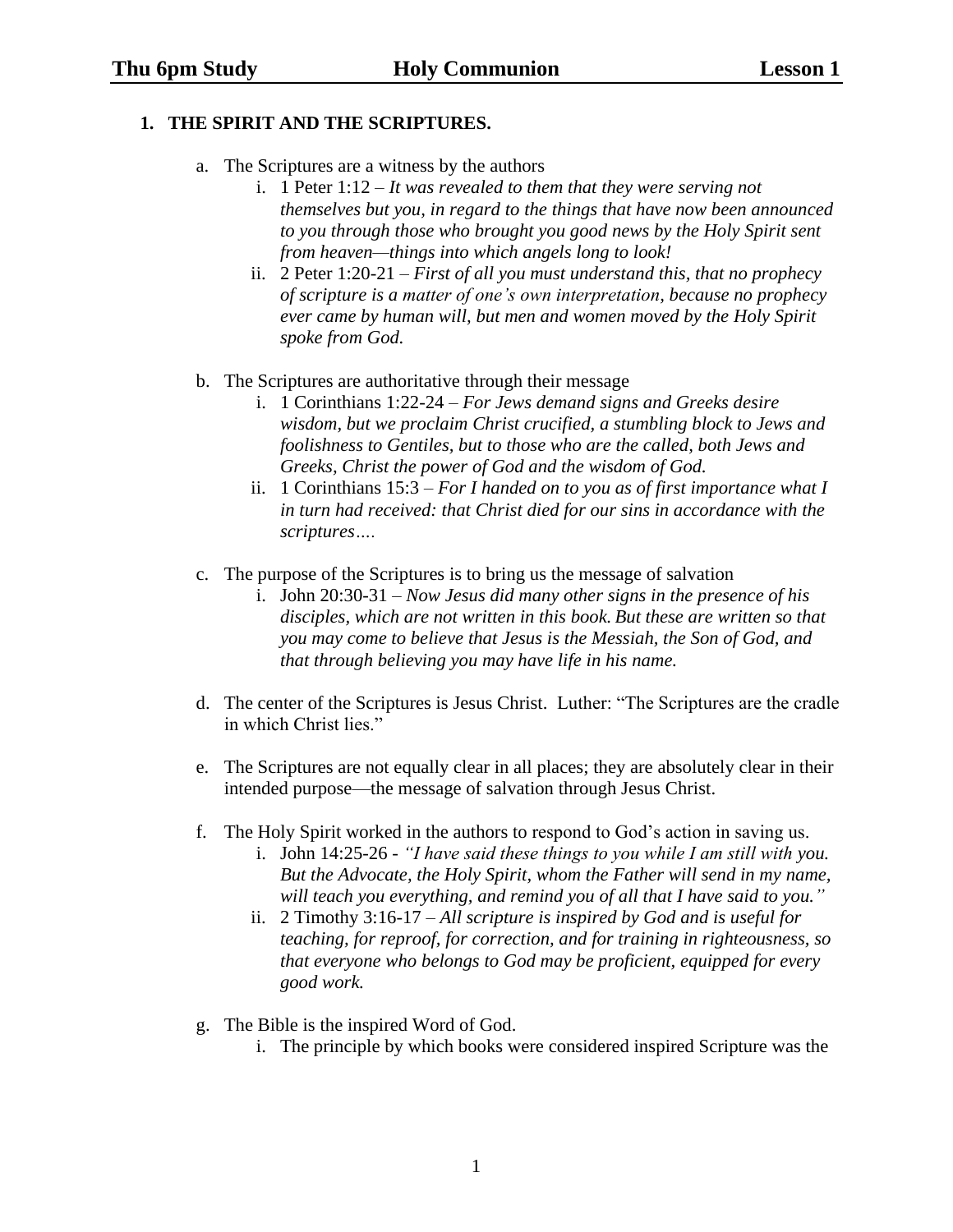## 1. THE SPIRIT AND THE SCRIPTURES.

a. The Scriptures are a witness by the authors

   i. 1 Peter 1:12 – *It was revealed to them that they were serving not themselves but you, in regard to the things that have now been announced to you through those who brought you good news by the Holy Spirit sent from heaven—things into which angels long to look!*

   ii. 2 Peter 1:20-21 – *First of all you must understand this, that no prophecy of scripture is a matter of one's own interpretation, because no prophecy ever came by human will, but men and women moved by the Holy Spirit spoke from God.*

b. The Scriptures are authoritative through their message

   i. 1 Corinthians 1:22-24 – *For Jews demand signs and Greeks desire wisdom, but we proclaim Christ crucified, a stumbling block to Jews and foolishness to Gentiles, but to those who are the called, both Jews and Greeks, Christ the power of God and the wisdom of God.*

   ii. 1 Corinthians 15:3 – *For I handed on to you as of first importance what I in turn had received: that Christ died for our sins in accordance with the scriptures….*

c. The purpose of the Scriptures is to bring us the message of salvation

   i. John 20:30-31 – *Now Jesus did many other signs in the presence of his disciples, which are not written in this book. But these are written so that you may come to believe that Jesus is the Messiah, the Son of God, and that through believing you may have life in his name.*

d. The center of the Scriptures is Jesus Christ. Luther: "The Scriptures are the cradle in which Christ lies."

e. The Scriptures are not equally clear in all places; they are absolutely clear in their intended purpose—the message of salvation through Jesus Christ.

f. The Holy Spirit worked in the authors to respond to God's action in saving us.

   i. John 14:25-26 - *"I have said these things to you while I am still with you. But the Advocate, the Holy Spirit, whom the Father will send in my name, will teach you everything, and remind you of all that I have said to you."*

   ii. 2 Timothy 3:16-17 – *All scripture is inspired by God and is useful for teaching, for reproof, for correction, and for training in righteousness, so that everyone who belongs to God may be proficient, equipped for every good work.*

g. The Bible is the inspired Word of God.

   i. The principle by which books were considered inspired Scripture was the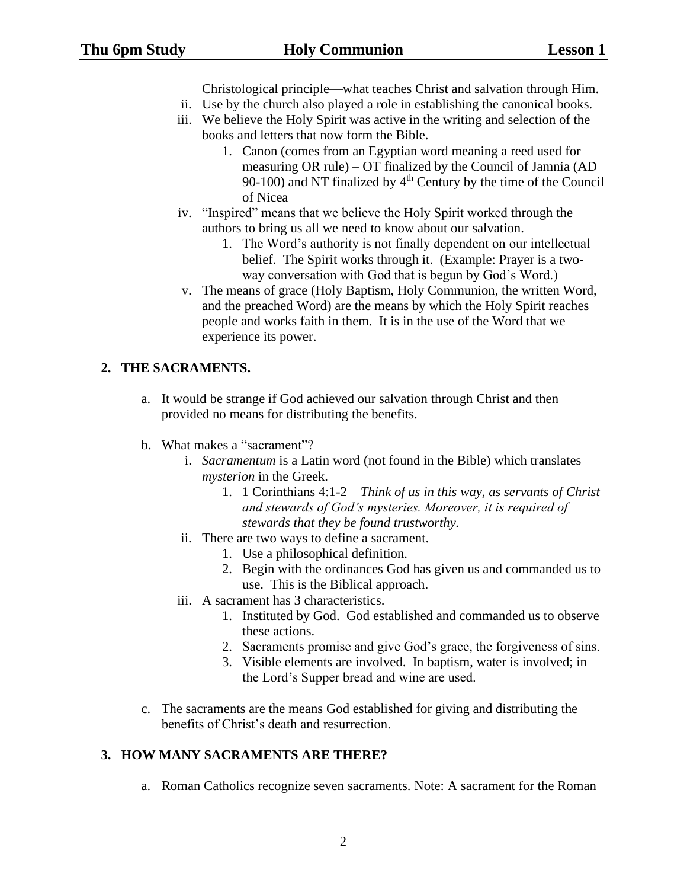Christological principle—what teaches Christ and salvation through Him.

   ii. Use by the church also played a role in establishing the canonical books.
   iii. We believe the Holy Spirit was active in the writing and selection of the books and letters that now form the Bible.
      1. Canon (comes from an Egyptian word meaning a reed used for measuring OR rule) – OT finalized by the Council of Jamnia (AD 90-100) and NT finalized by 4th Century by the time of the Council of Nicea
   iv. "Inspired" means that we believe the Holy Spirit worked through the authors to bring us all we need to know about our salvation.
      1. The Word's authority is not finally dependent on our intellectual belief. The Spirit works through it. (Example: Prayer is a two-way conversation with God that is begun by God's Word.)
   v. The means of grace (Holy Baptism, Holy Communion, the written Word, and the preached Word) are the means by which the Holy Spirit reaches people and works faith in them. It is in the use of the Word that we experience its power.

## 2. THE SACRAMENTS.

a. It would be strange if God achieved our salvation through Christ and then provided no means for distributing the benefits.

b. What makes a "sacrament"?
   i. *Sacramentum* is a Latin word (not found in the Bible) which translates *mysterion* in the Greek.
      1. 1 Corinthians 4:1-2 – *Think of us in this way, as servants of Christ and stewards of God's mysteries. Moreover, it is required of stewards that they be found trustworthy.*
   ii. There are two ways to define a sacrament.
      1. Use a philosophical definition.
      2. Begin with the ordinances God has given us and commanded us to use. This is the Biblical approach.
   iii. A sacrament has 3 characteristics.
      1. Instituted by God. God established and commanded us to observe these actions.
      2. Sacraments promise and give God's grace, the forgiveness of sins.
      3. Visible elements are involved. In baptism, water is involved; in the Lord's Supper bread and wine are used.

c. The sacraments are the means God established for giving and distributing the benefits of Christ's death and resurrection.

## 3. HOW MANY SACRAMENTS ARE THERE?

a. Roman Catholics recognize seven sacraments. Note: A sacrament for the Roman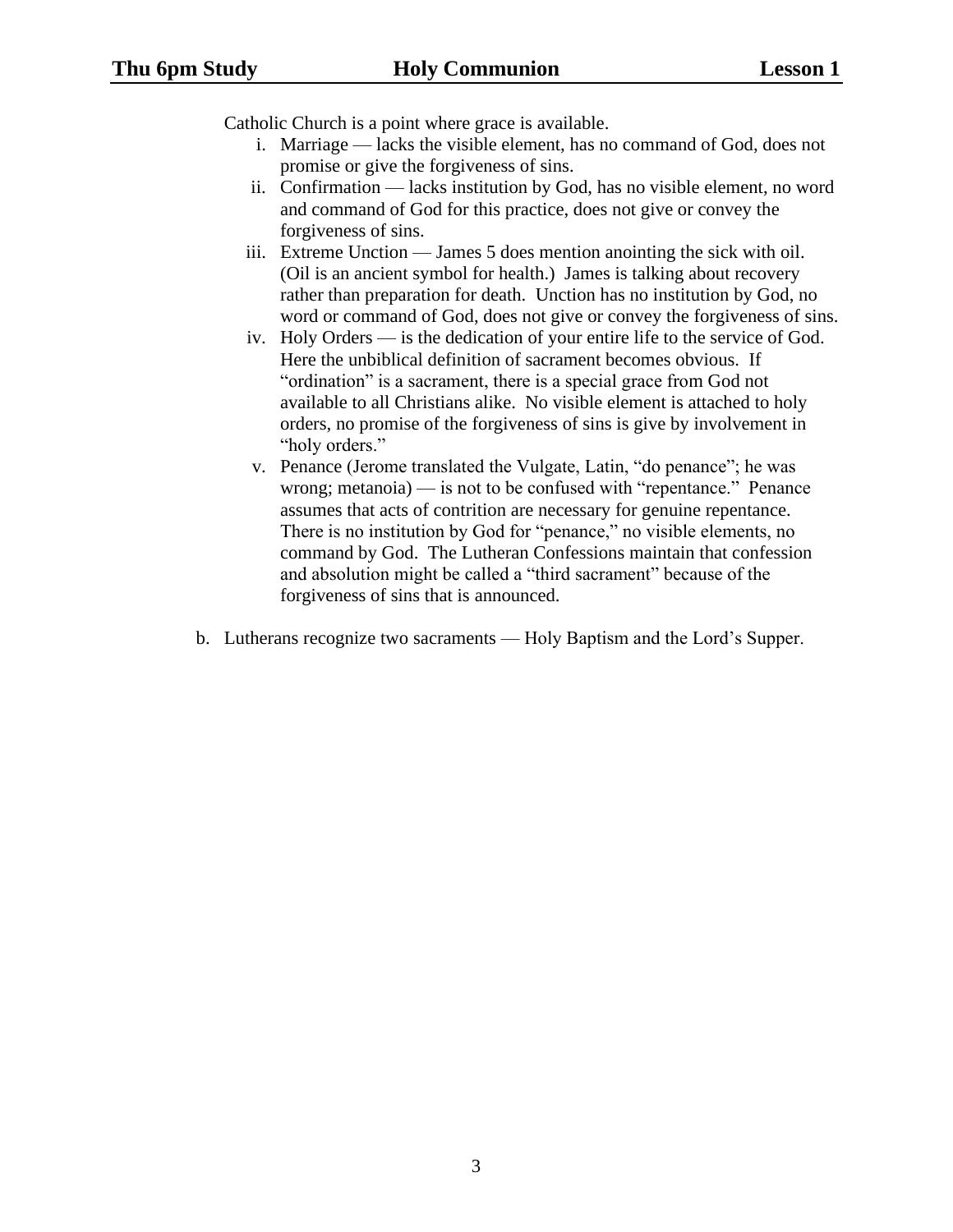Catholic Church is a point where grace is available.

i. Marriage — lacks the visible element, has no command of God, does not promise or give the forgiveness of sins.

ii. Confirmation — lacks institution by God, has no visible element, no word and command of God for this practice, does not give or convey the forgiveness of sins.

iii. Extreme Unction — James 5 does mention anointing the sick with oil. (Oil is an ancient symbol for health.) James is talking about recovery rather than preparation for death. Unction has no institution by God, no word or command of God, does not give or convey the forgiveness of sins.

iv. Holy Orders — is the dedication of your entire life to the service of God. Here the unbiblical definition of sacrament becomes obvious. If "ordination" is a sacrament, there is a special grace from God not available to all Christians alike. No visible element is attached to holy orders, no promise of the forgiveness of sins is give by involvement in "holy orders."

v. Penance (Jerome translated the Vulgate, Latin, "do penance"; he was wrong; metanoia) — is not to be confused with "repentance." Penance assumes that acts of contrition are necessary for genuine repentance. There is no institution by God for "penance," no visible elements, no command by God. The Lutheran Confessions maintain that confession and absolution might be called a "third sacrament" because of the forgiveness of sins that is announced.

b. Lutherans recognize two sacraments — Holy Baptism and the Lord's Supper.